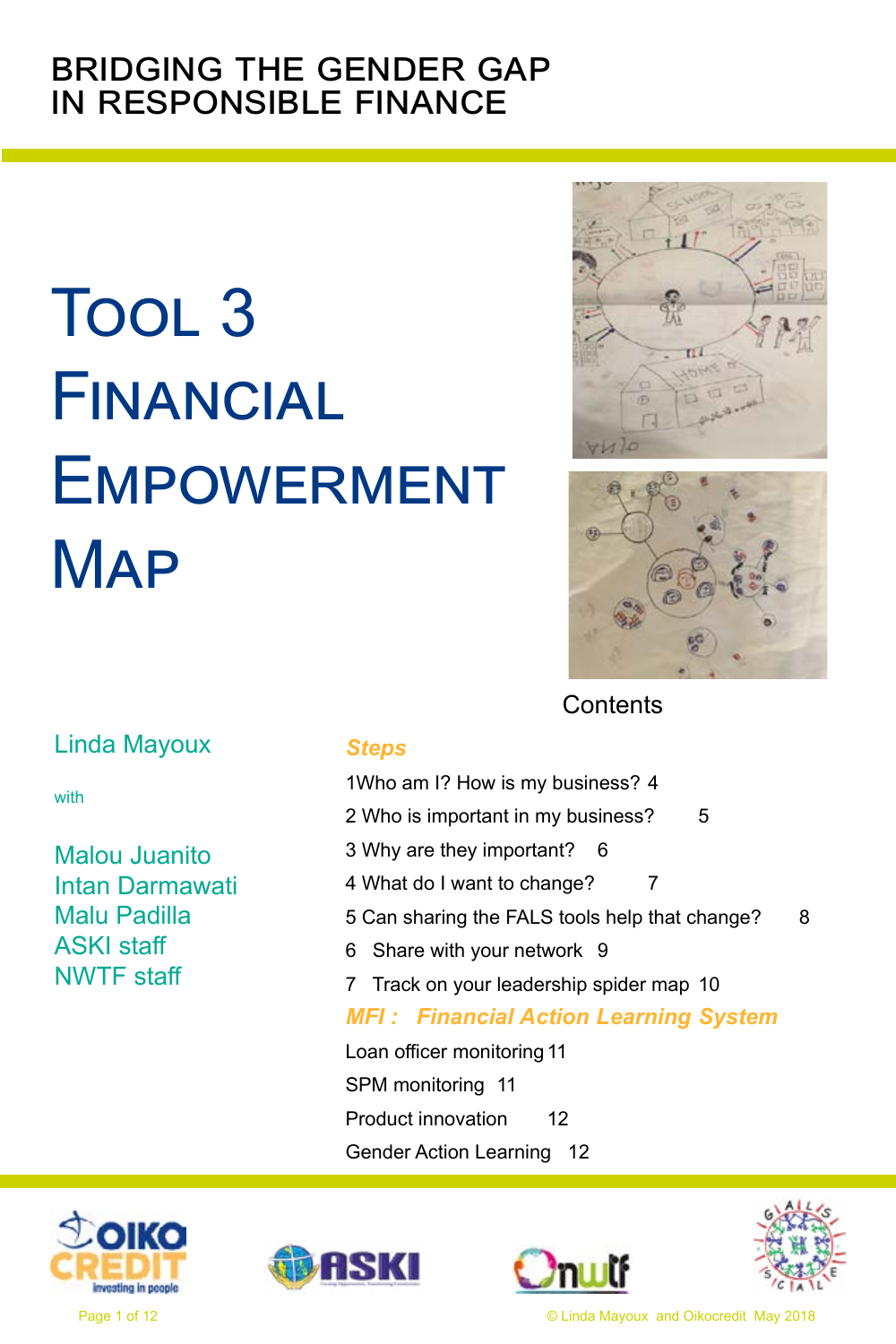# BRIDGING THE GENDER GAP IN RESPONSIBLE FINANCE

# Tool 3 Financial Empowerment Map

Linda Mayoux

with

Malou Juanito
Intan Darmawati
Malu Padilla
ASKI staff
NWTF staff

## Contents

***Steps***

1Who am I? How is my business? 4
2 Who is important in my business? 5
3 Why are they important? 6
4 What do I want to change? 7
5 Can sharing the FALS tools help that change? 8
6 Share with your network 9
7 Track on your leadership spider map 10

***MFI : Financial Action Learning System***

Loan officer monitoring 11
SPM monitoring 11
Product innovation 12
Gender Action Learning 12

© Linda Mayoux and Oikocredit May 2018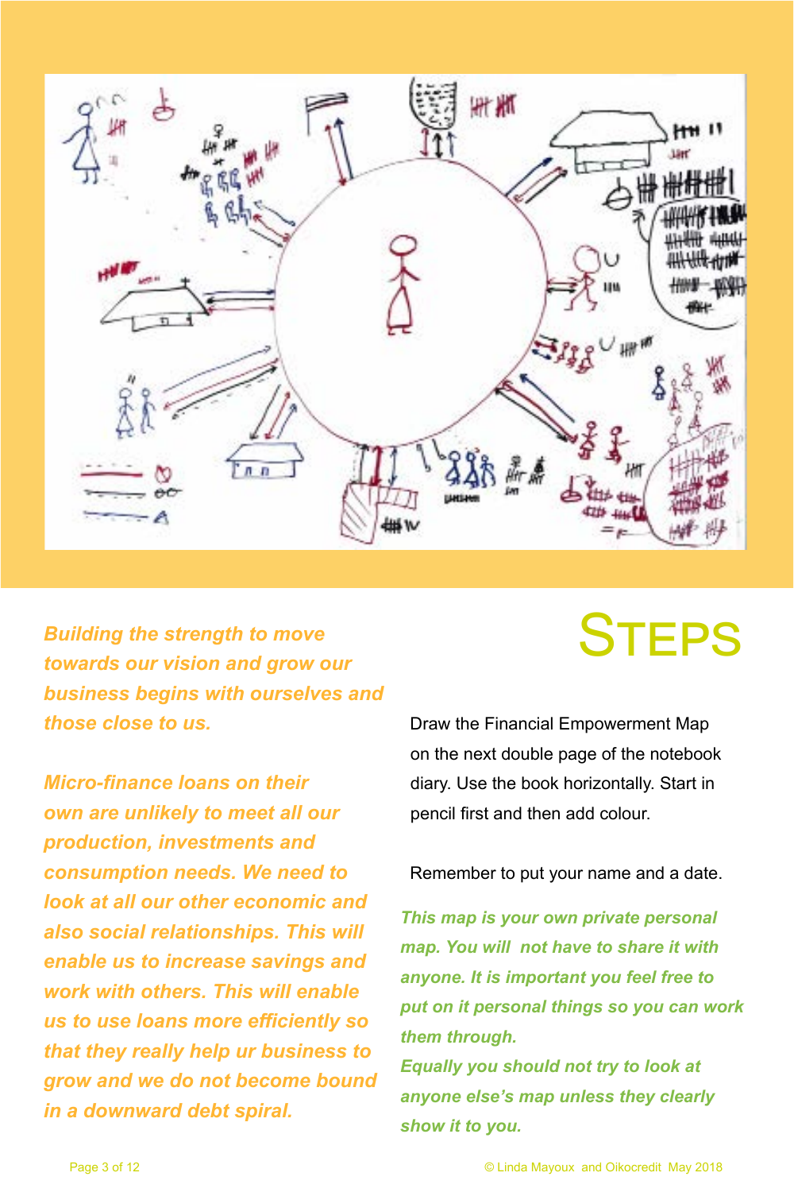# STEPS

*Building the strength to move towards our vision and grow our business begins with ourselves and those close to us.*

*Micro-finance loans on their own are unlikely to meet all our production, investments and consumption needs. We need to look at all our other economic and also social relationships. This will enable us to increase savings and work with others. This will enable us to use loans more efficiently so that they really help ur business to grow and we do not become bound in a downward debt spiral.*

Draw the Financial Empowerment Map on the next double page of the notebook diary. Use the book horizontally. Start in pencil first and then add colour.

Remember to put your name and a date.

*This map is your own private personal map. You will not have to share it with anyone. It is important you feel free to put on it personal things so you can work them through.*
*Equally you should not try to look at anyone else's map unless they clearly show it to you.*

© Linda Mayoux and Oikocredit May 2018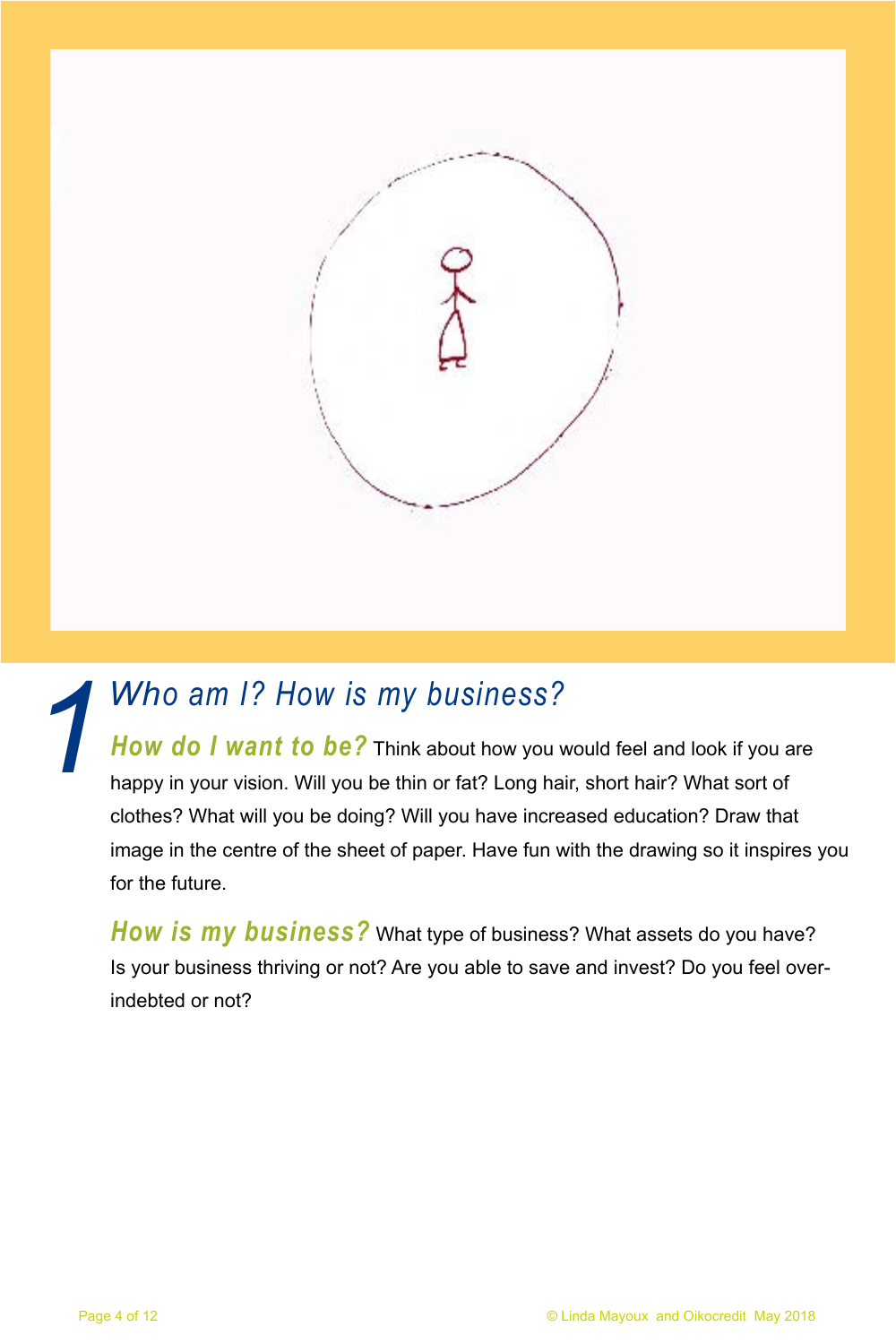# 1 Who am I? How is my business?

***How do I want to be?*** Think about how you would feel and look if you are happy in your vision. Will you be thin or fat? Long hair, short hair? What sort of clothes? What will you be doing? Will you have increased education? Draw that image in the centre of the sheet of paper. Have fun with the drawing so it inspires you for the future.

***How is my business?*** What type of business? What assets do you have? Is your business thriving or not? Are you able to save and invest? Do you feel over-indebted or not?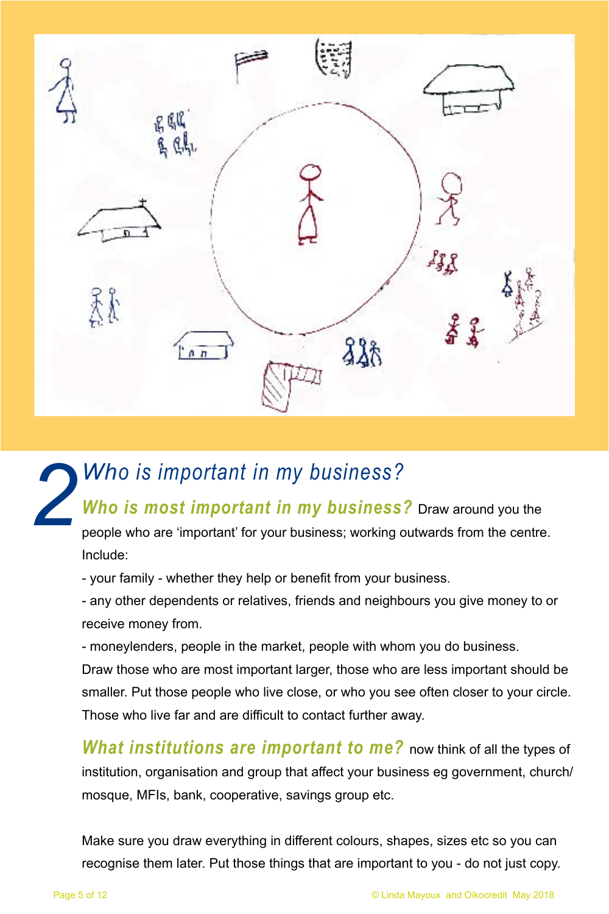# 2 Who is important in my business?

***Who is most important in my business?*** Draw around you the people who are 'important' for your business; working outwards from the centre. Include:

- your family - whether they help or benefit from your business.
- any other dependents or relatives, friends and neighbours you give money to or receive money from.
- moneylenders, people in the market, people with whom you do business.

Draw those who are most important larger, those who are less important should be smaller. Put those people who live close, or who you see often closer to your circle. Those who live far and are difficult to contact further away.

***What institutions are important to me?*** now think of all the types of institution, organisation and group that affect your business eg government, church/mosque, MFIs, bank, cooperative, savings group etc.

Make sure you draw everything in different colours, shapes, sizes etc so you can recognise them later. Put those things that are important to you - do not just copy.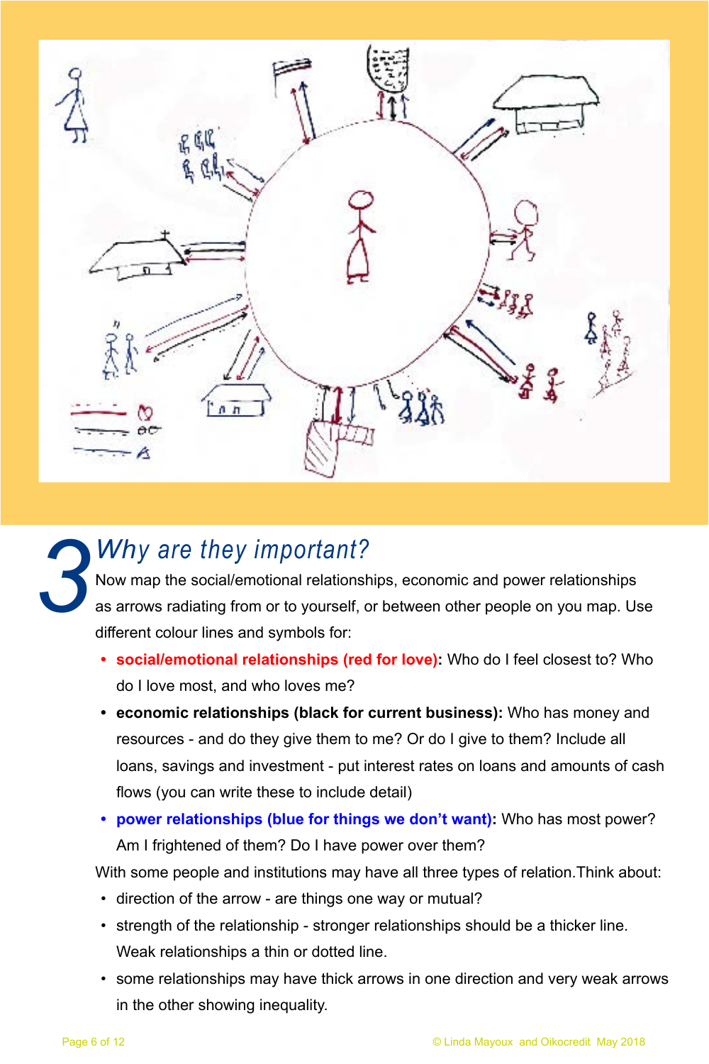# 3 Why are they important?

Now map the social/emotional relationships, economic and power relationships as arrows radiating from or to yourself, or between other people on you map. Use different colour lines and symbols for:

- **social/emotional relationships (red for love):** Who do I feel closest to? Who do I love most, and who loves me?
- **economic relationships (black for current business):** Who has money and resources - and do they give them to me? Or do I give to them? Include all loans, savings and investment - put interest rates on loans and amounts of cash flows (you can write these to include detail)
- **power relationships (blue for things we don't want):** Who has most power? Am I frightened of them? Do I have power over them?

With some people and institutions may have all three types of relation.Think about:

- direction of the arrow - are things one way or mutual?
- strength of the relationship - stronger relationships should be a thicker line. Weak relationships a thin or dotted line.
- some relationships may have thick arrows in one direction and very weak arrows in the other showing inequality.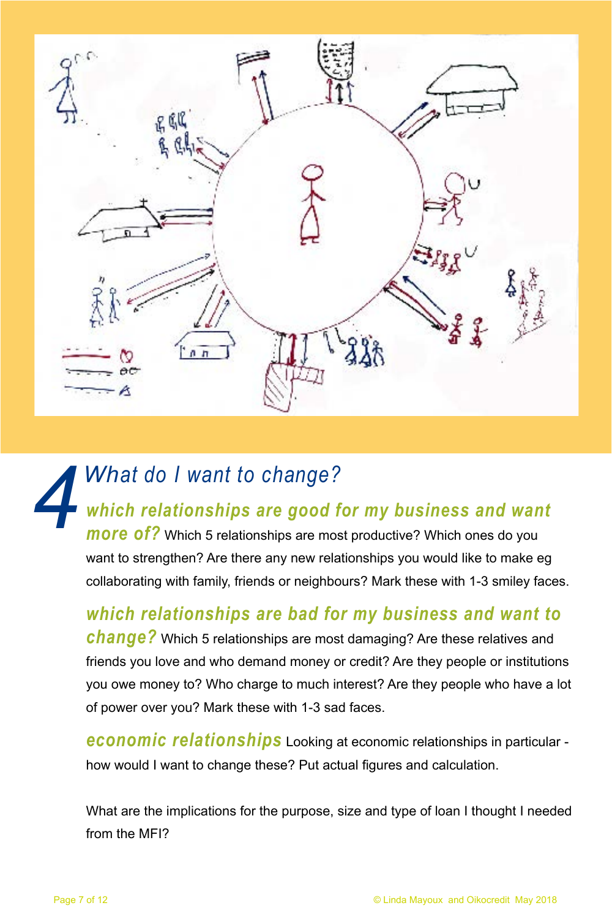# 4 What do I want to change?

**which relationships are good for my business and want more of?** Which 5 relationships are most productive? Which ones do you want to strengthen? Are there any new relationships you would like to make eg collaborating with family, friends or neighbours? Mark these with 1-3 smiley faces.

**which relationships are bad for my business and want to change?** Which 5 relationships are most damaging? Are these relatives and friends you love and who demand money or credit? Are they people or institutions you owe money to? Who charge to much interest? Are they people who have a lot of power over you? Mark these with 1-3 sad faces.

**economic relationships** Looking at economic relationships in particular - how would I want to change these? Put actual figures and calculation.

What are the implications for the purpose, size and type of loan I thought I needed from the MFI?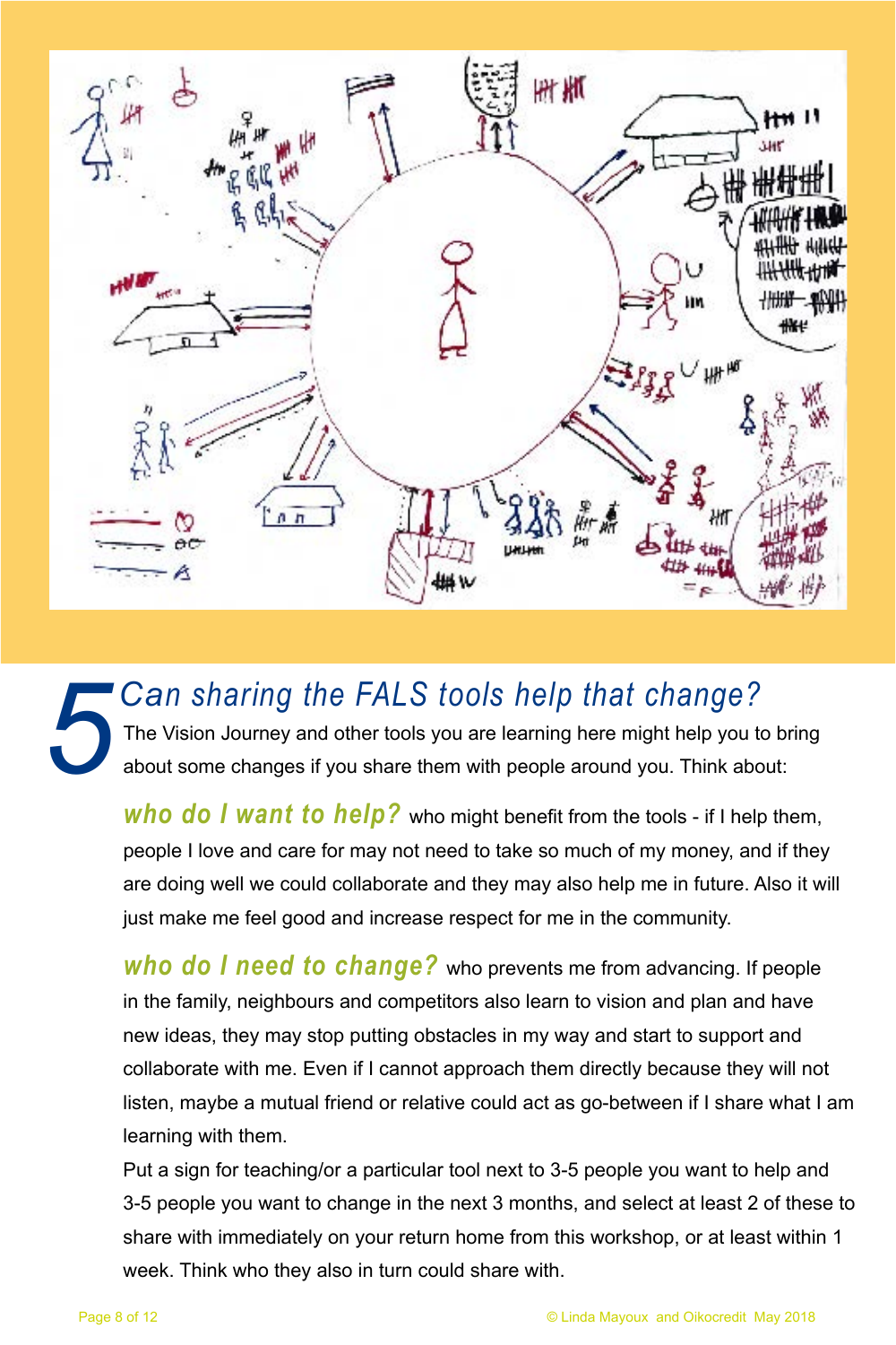# 5 Can sharing the FALS tools help that change?

The Vision Journey and other tools you are learning here might help you to bring about some changes if you share them with people around you. Think about:

***who do I want to help?*** who might benefit from the tools - if I help them, people I love and care for may not need to take so much of my money, and if they are doing well we could collaborate and they may also help me in future. Also it will just make me feel good and increase respect for me in the community.

***who do I need to change?*** who prevents me from advancing. If people in the family, neighbours and competitors also learn to vision and plan and have new ideas, they may stop putting obstacles in my way and start to support and collaborate with me. Even if I cannot approach them directly because they will not listen, maybe a mutual friend or relative could act as go-between if I share what I am learning with them.

Put a sign for teaching/or a particular tool next to 3-5 people you want to help and 3-5 people you want to change in the next 3 months, and select at least 2 of these to share with immediately on your return home from this workshop, or at least within 1 week. Think who they also in turn could share with.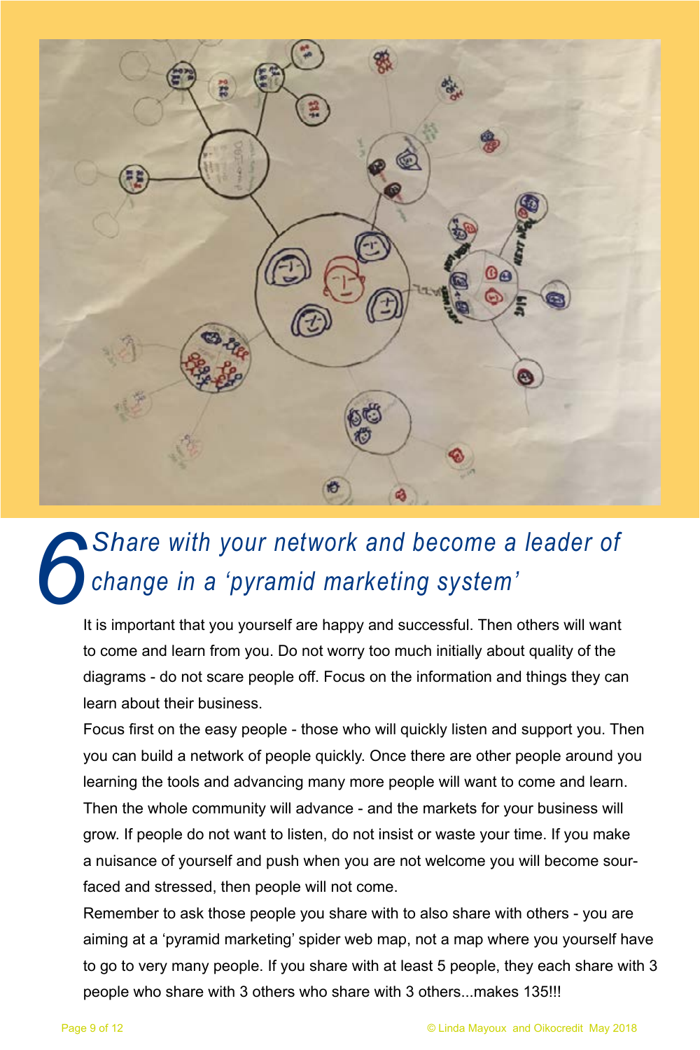# 6 Share with your network and become a leader of change in a 'pyramid marketing system'

It is important that you yourself are happy and successful. Then others will want to come and learn from you. Do not worry too much initially about quality of the diagrams - do not scare people off. Focus on the information and things they can learn about their business.

Focus first on the easy people - those who will quickly listen and support you. Then you can build a network of people quickly. Once there are other people around you learning the tools and advancing many more people will want to come and learn. Then the whole community will advance - and the markets for your business will grow. If people do not want to listen, do not insist or waste your time. If you make a nuisance of yourself and push when you are not welcome you will become sour-faced and stressed, then people will not come.

Remember to ask those people you share with to also share with others - you are aiming at a 'pyramid marketing' spider web map, not a map where you yourself have to go to very many people. If you share with at least 5 people, they each share with 3 people who share with 3 others who share with 3 others...makes 135!!!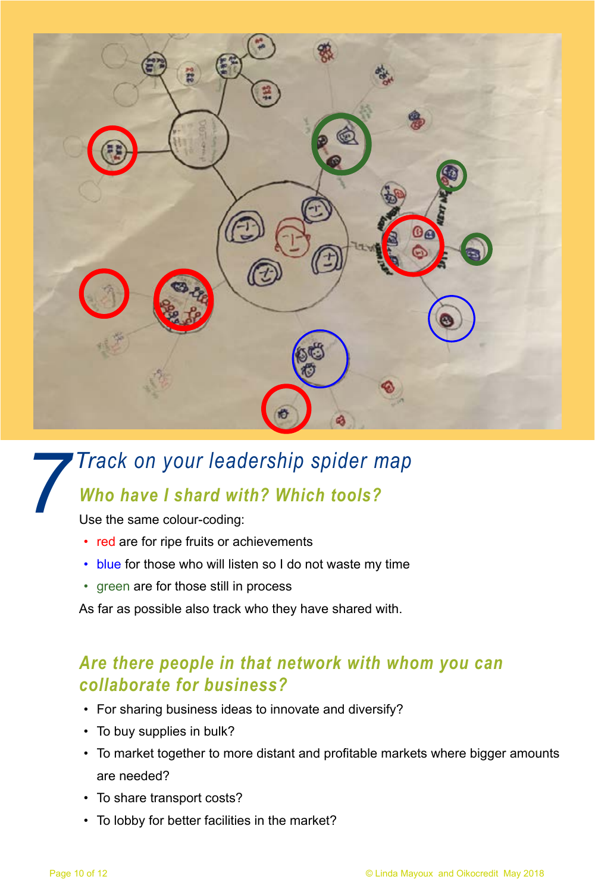# 7 Track on your leadership spider map

## Who have I shard with? Which tools?

Use the same colour-coding:

- red are for ripe fruits or achievements
- blue for those who will listen so I do not waste my time
- green are for those still in process

As far as possible also track who they have shared with.

## Are there people in that network with whom you can collaborate for business?

- For sharing business ideas to innovate and diversify?
- To buy supplies in bulk?
- To market together to more distant and profitable markets where bigger amounts are needed?
- To share transport costs?
- To lobby for better facilities in the market?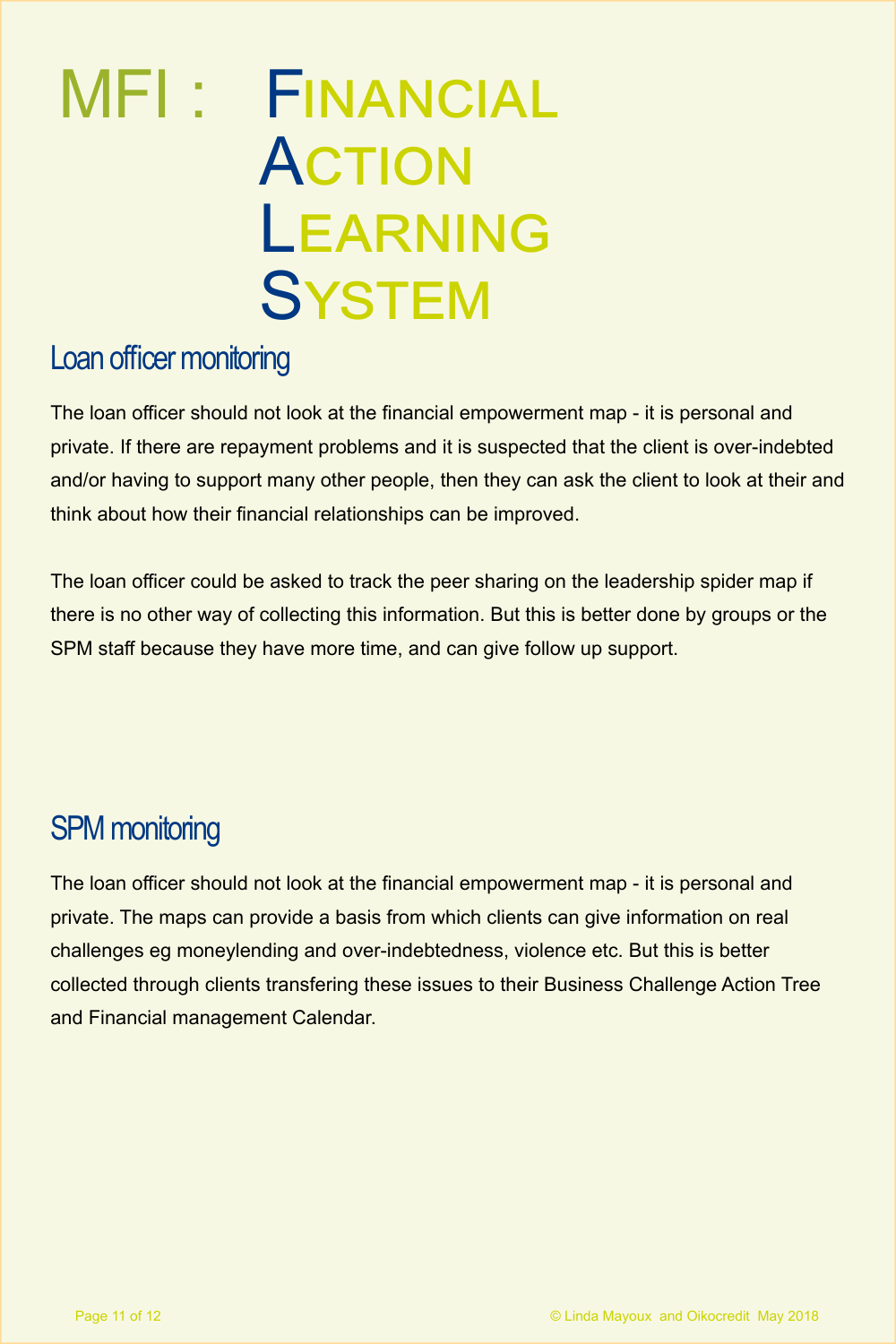# MFI : Financial Action Learning System

## Loan officer monitoring

The loan officer should not look at the financial empowerment map - it is personal and private. If there are repayment problems and it is suspected that the client is over-indebted and/or having to support many other people, then they can ask the client to look at their and think about how their financial relationships can be improved.

The loan officer could be asked to track the peer sharing on the leadership spider map if there is no other way of collecting this information. But this is better done by groups or the SPM staff because they have more time, and can give follow up support.

## SPM monitoring

The loan officer should not look at the financial empowerment map - it is personal and private. The maps can provide a basis from which clients can give information on real challenges eg moneylending and over-indebtedness, violence etc. But this is better collected through clients transfering these issues to their Business Challenge Action Tree and Financial management Calendar.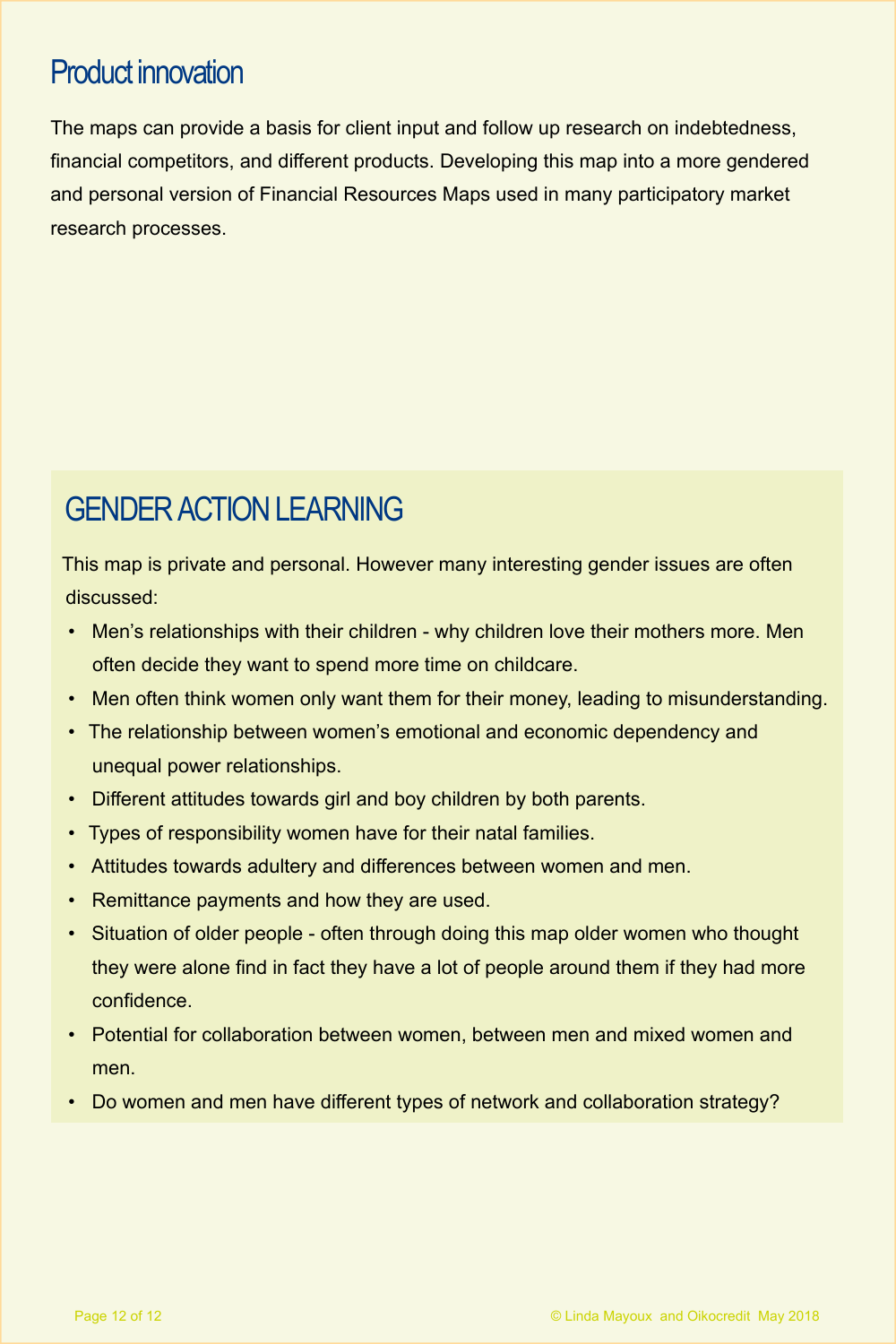## Product innovation

The maps can provide a basis for client input and follow up research on indebtedness, financial competitors, and different products. Developing this map into a more gendered and personal version of Financial Resources Maps used in many participatory market research processes.

## GENDER ACTION LEARNING

This map is private and personal. However many interesting gender issues are often discussed:

- Men's relationships with their children - why children love their mothers more. Men often decide they want to spend more time on childcare.
- Men often think women only want them for their money, leading to misunderstanding.
- The relationship between women's emotional and economic dependency and unequal power relationships.
- Different attitudes towards girl and boy children by both parents.
- Types of responsibility women have for their natal families.
- Attitudes towards adultery and differences between women and men.
- Remittance payments and how they are used.
- Situation of older people - often through doing this map older women who thought they were alone find in fact they have a lot of people around them if they had more confidence.
- Potential for collaboration between women, between men and mixed women and men.
- Do women and men have different types of network and collaboration strategy?

© Linda Mayoux and Oikocredit May 2018